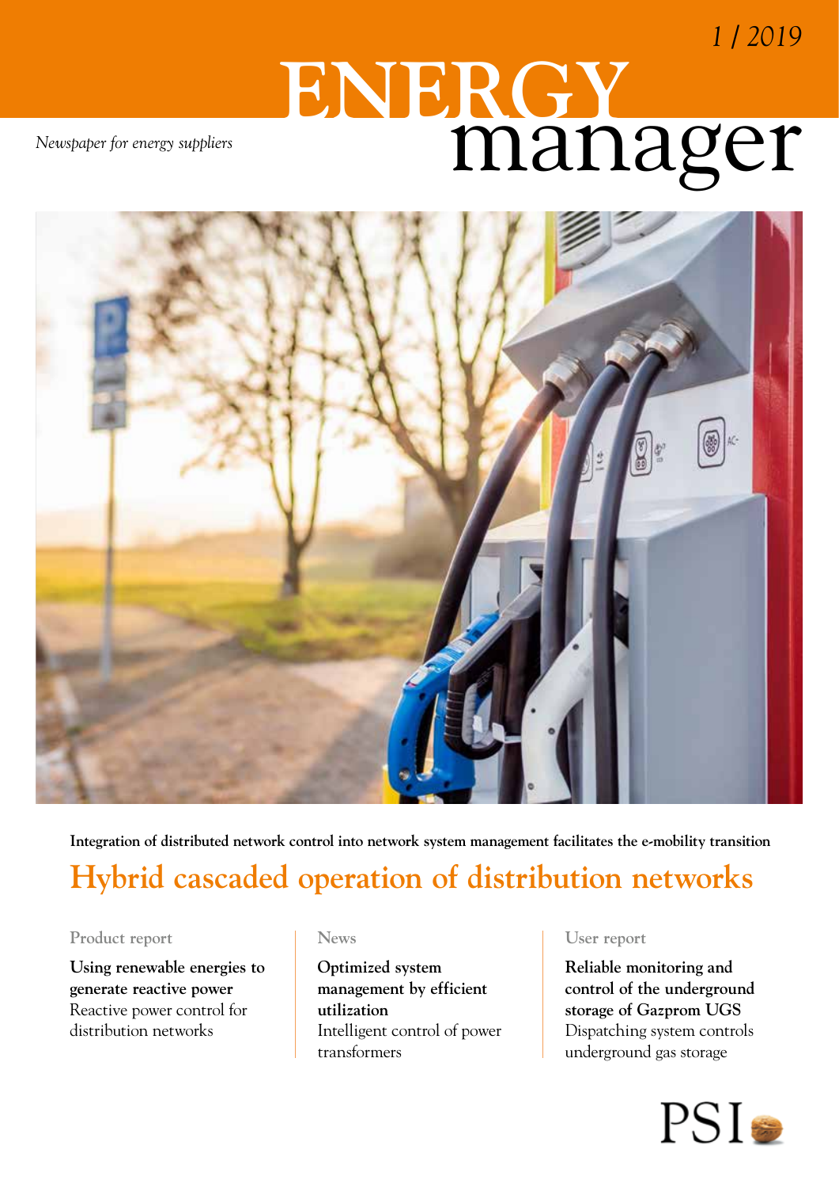1 / 2019

# ENERGY manager

*Newspaper for energy suppliers*

**Integration of distributed network control into network system management facilitates the e-mobility transition**

## Hybrid cascaded operation of distribution networks

Product report

**Using renewable energies to generate reactive power**
Reactive power control for distribution networks

News

**Optimized system management by efficient utilization**
Intelligent control of power transformers

User report

**Reliable monitoring and control of the underground storage of Gazprom UGS**
Dispatching system controls underground gas storage

PSI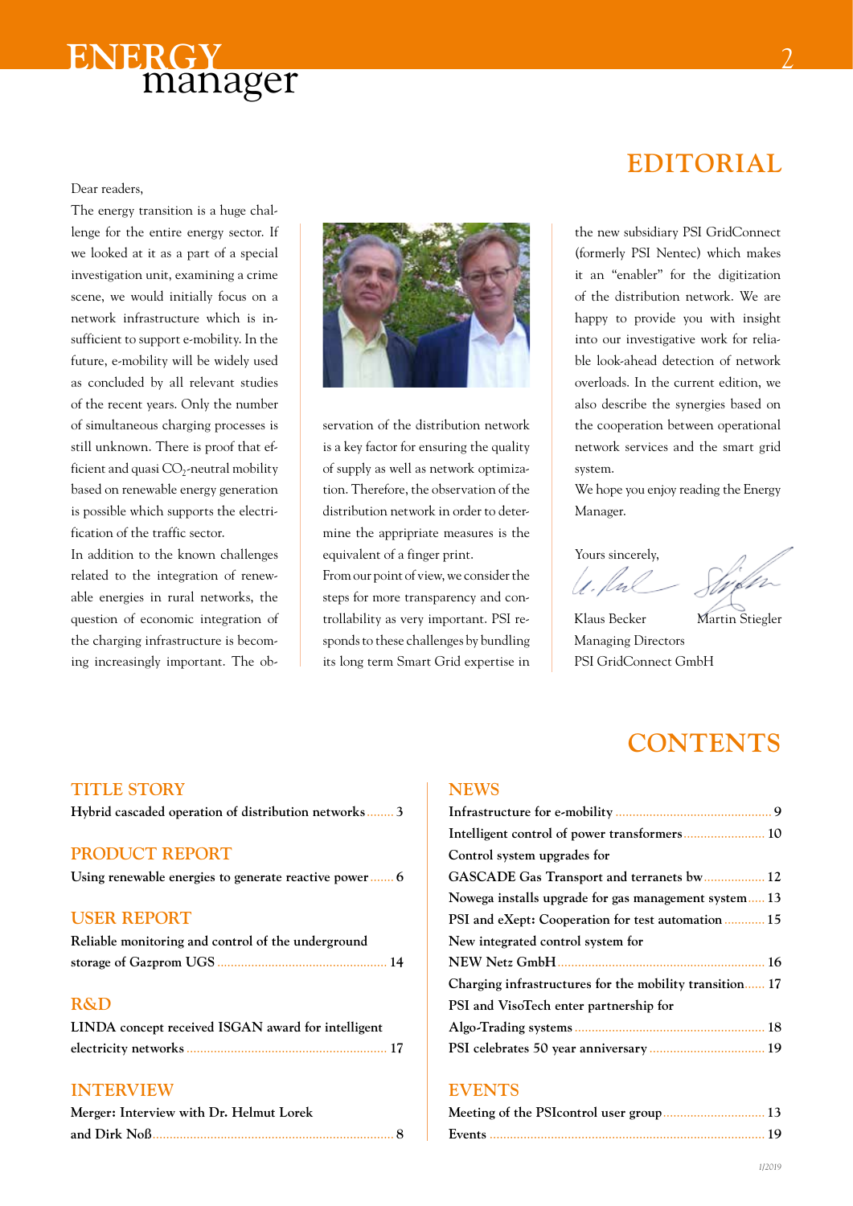# EDITORIAL

Dear readers,

The energy transition is a huge challenge for the entire energy sector. If we looked at it as a part of a special investigation unit, examining a crime scene, we would initially focus on a network infrastructure which is insufficient to support e-mobility. In the future, e-mobility will be widely used as concluded by all relevant studies of the recent years. Only the number of simultaneous charging processes is still unknown. There is proof that efficient and quasi $CO_2$-neutral mobility based on renewable energy generation is possible which supports the electrification of the traffic sector.

In addition to the known challenges related to the integration of renewable energies in rural networks, the question of economic integration of the charging infrastructure is becoming increasingly important. The observation of the distribution network is a key factor for ensuring the quality of supply as well as network optimization. Therefore, the observation of the distribution network in order to determine the appripriate measures is the equivalent of a finger print.

From our point of view, we consider the steps for more transparency and controllability as very important. PSI responds to these challenges by bundling its long term Smart Grid expertise in the new subsidiary PSI GridConnect (formerly PSI Nentec) which makes it an "enabler" for the digitization of the distribution network. We are happy to provide you with insight into our investigative work for reliable look-ahead detection of network overloads. In the current edition, we also describe the synergies based on the cooperation between operational network services and the smart grid system.

We hope you enjoy reading the Energy Manager.

Yours sincerely,

Klaus Becker    Martin Stiegler

Managing Directors

PSI GridConnect GmbH

# CONTENTS

## TITLE STORY

Hybrid cascaded operation of distribution networks ........ 3

## PRODUCT REPORT

Using renewable energies to generate reactive power ....... 6

## USER REPORT

Reliable monitoring and control of the underground storage of Gazprom UGS ........ 14

## R&D

LINDA concept received ISGAN award for intelligent electricity networks ........ 17

## INTERVIEW

Merger: Interview with Dr. Helmut Lorek and Dirk Noß ........ 8

## NEWS

Infrastructure for e-mobility ........ 9

Intelligent control of power transformers ........ 10

Control system upgrades for GASCADE Gas Transport and terranets bw ........ 12

Nowega installs upgrade for gas management system ..... 13

PSI and eXept: Cooperation for test automation ........ 15

New integrated control system for NEW Netz GmbH ........ 16

Charging infrastructures for the mobility transition ...... 17

PSI and VisoTech enter partnership for Algo-Trading systems ........ 18

PSI celebrates 50 year anniversary ........ 19

## EVENTS

Meeting of the PSIcontrol user group ........ 13

Events ........ 19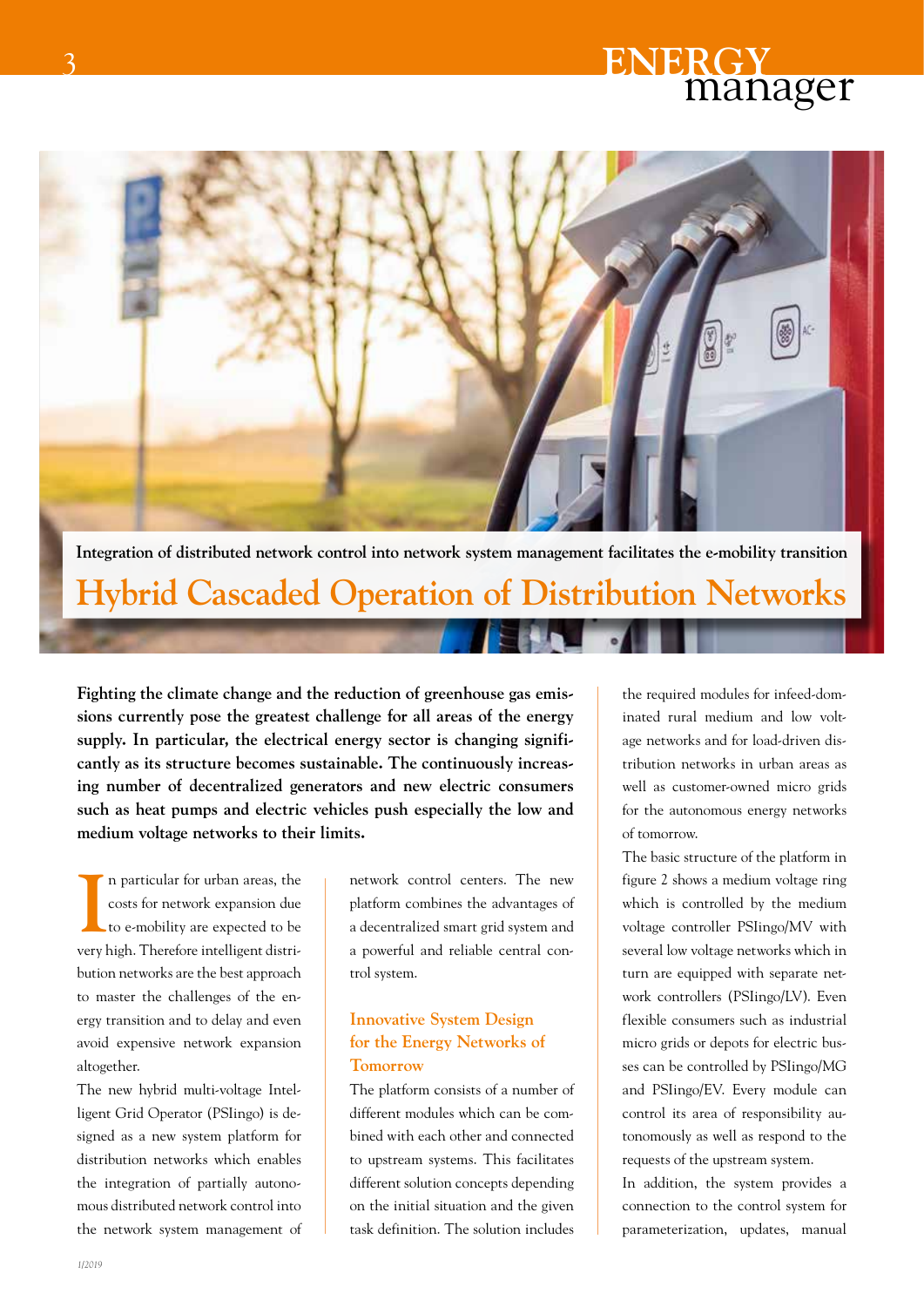Integration of distributed network control into network system management facilitates the e-mobility transition

# Hybrid Cascaded Operation of Distribution Networks

**Fighting the climate change and the reduction of greenhouse gas emissions currently pose the greatest challenge for all areas of the energy supply. In particular, the electrical energy sector is changing significantly as its structure becomes sustainable. The continuously increasing number of decentralized generators and new electric consumers such as heat pumps and electric vehicles push especially the low and medium voltage networks to their limits.**

In particular for urban areas, the costs for network expansion due to e-mobility are expected to be very high. Therefore intelligent distribution networks are the best approach to master the challenges of the energy transition and to delay and even avoid expensive network expansion altogether.

The new hybrid multi-voltage Intelligent Grid Operator (PSIingo) is designed as a new system platform for distribution networks which enables the integration of partially autonomous distributed network control into the network system management of network control centers. The new platform combines the advantages of a decentralized smart grid system and a powerful and reliable central control system.

## Innovative System Design for the Energy Networks of Tomorrow

The platform consists of a number of different modules which can be combined with each other and connected to upstream systems. This facilitates different solution concepts depending on the initial situation and the given task definition. The solution includes the required modules for infeed-dominated rural medium and low voltage networks and for load-driven distribution networks in urban areas as well as customer-owned micro grids for the autonomous energy networks of tomorrow.

The basic structure of the platform in figure 2 shows a medium voltage ring which is controlled by the medium voltage controller PSIingo/MV with several low voltage networks which in turn are equipped with separate network controllers (PSIingo/LV). Even flexible consumers such as industrial micro grids or depots for electric busses can be controlled by PSIingo/MG and PSIingo/EV. Every module can control its area of responsibility autonomously as well as respond to the requests of the upstream system.

In addition, the system provides a connection to the control system for parameterization, updates, manual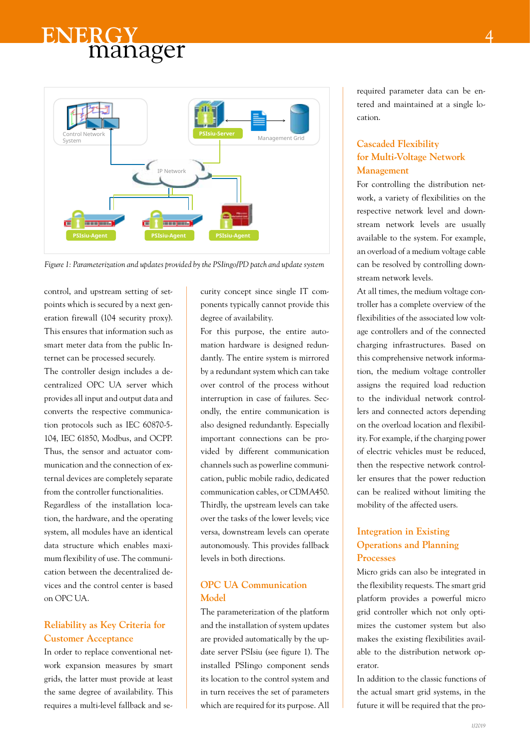*Figure 1: Parameterization and updates provided by the PSIingo/PD patch and update system*

control, and upstream setting of setpoints which is secured by a next generation firewall (104 security proxy). This ensures that information such as smart meter data from the public Internet can be processed securely.

The controller design includes a decentralized OPC UA server which provides all input and output data and converts the respective communication protocols such as IEC 60870-5-104, IEC 61850, Modbus, and OCPP. Thus, the sensor and actuator communication and the connection of external devices are completely separate from the controller functionalities.

Regardless of the installation location, the hardware, and the operating system, all modules have an identical data structure which enables maximum flexibility of use. The communication between the decentralized devices and the control center is based on OPC UA.

## Reliability as Key Criteria for Customer Acceptance

In order to replace conventional network expansion measures by smart grids, the latter must provide at least the same degree of availability. This requires a multi-level fallback and security concept since single IT components typically cannot provide this degree of availability.

For this purpose, the entire automation hardware is designed redundantly. The entire system is mirrored by a redundant system which can take over control of the process without interruption in case of failures. Secondly, the entire communication is also designed redundantly. Especially important connections can be provided by different communication channels such as powerline communication, public mobile radio, dedicated communication cables, or CDMA450. Thirdly, the upstream levels can take over the tasks of the lower levels; vice versa, downstream levels can operate autonomously. This provides fallback levels in both directions.

## OPC UA Communication Model

The parameterization of the platform and the installation of system updates are provided automatically by the update server PSIsiu (see figure 1). The installed PSIingo component sends its location to the control system and in turn receives the set of parameters which are required for its purpose. All required parameter data can be entered and maintained at a single location.

## Cascaded Flexibility for Multi-Voltage Network Management

For controlling the distribution network, a variety of flexibilities on the respective network level and downstream network levels are usually available to the system. For example, an overload of a medium voltage cable can be resolved by controlling downstream network levels.

At all times, the medium voltage controller has a complete overview of the flexibilities of the associated low voltage controllers and of the connected charging infrastructures. Based on this comprehensive network information, the medium voltage controller assigns the required load reduction to the individual network controllers and connected actors depending on the overload location and flexibility. For example, if the charging power of electric vehicles must be reduced, then the respective network controller ensures that the power reduction can be realized without limiting the mobility of the affected users.

## Integration in Existing Operations and Planning Processes

Micro grids can also be integrated in the flexibility requests. The smart grid platform provides a powerful micro grid controller which not only optimizes the customer system but also makes the existing flexibilities available to the distribution network operator.

In addition to the classic functions of the actual smart grid systems, in the future it will be required that the pro-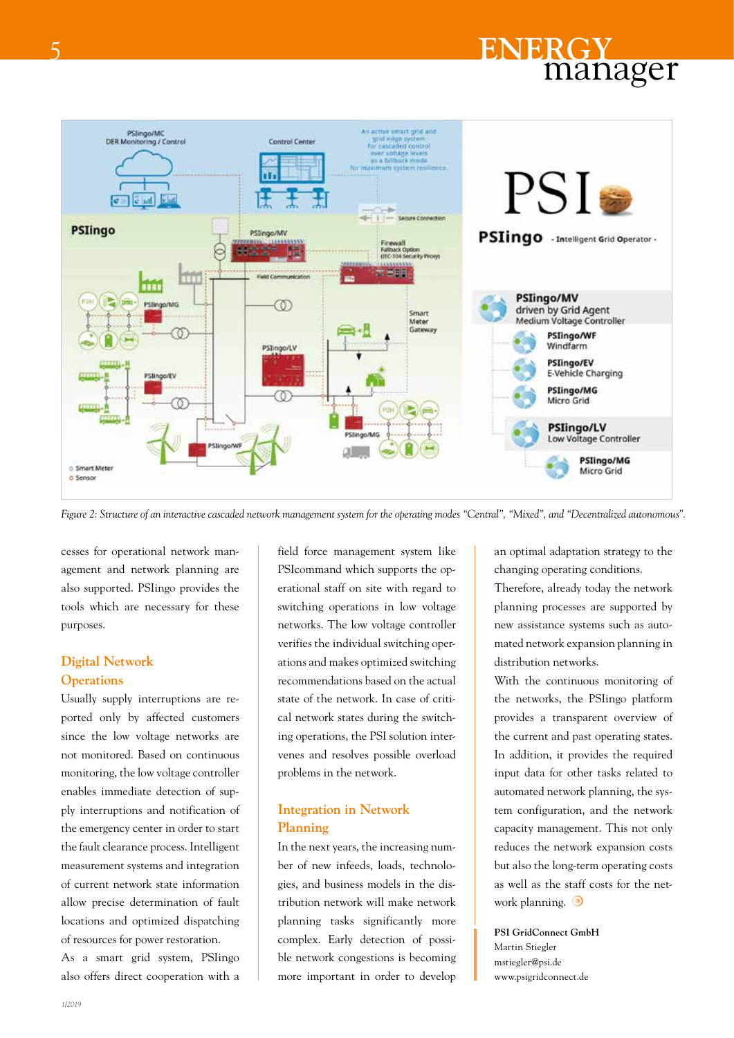*Figure 2: Structure of an interactive cascaded network management system for the operating modes "Central", "Mixed", and "Decentralized autonomous".*

cesses for operational network management and network planning are also supported. PSIingo provides the tools which are necessary for these purposes.

## Digital Network Operations

Usually supply interruptions are reported only by affected customers since the low voltage networks are not monitored. Based on continuous monitoring, the low voltage controller enables immediate detection of supply interruptions and notification of the emergency center in order to start the fault clearance process. Intelligent measurement systems and integration of current network state information allow precise determination of fault locations and optimized dispatching of resources for power restoration.

As a smart grid system, PSIingo also offers direct cooperation with a field force management system like PSIcommand which supports the operational staff on site with regard to switching operations in low voltage networks. The low voltage controller verifies the individual switching operations and makes optimized switching recommendations based on the actual state of the network. In case of critical network states during the switching operations, the PSI solution intervenes and resolves possible overload problems in the network.

## Integration in Network Planning

In the next years, the increasing number of new infeeds, loads, technologies, and business models in the distribution network will make network planning tasks significantly more complex. Early detection of possible network congestions is becoming more important in order to develop an optimal adaptation strategy to the changing operating conditions.

Therefore, already today the network planning processes are supported by new assistance systems such as automated network expansion planning in distribution networks.

With the continuous monitoring of the networks, the PSIingo platform provides a transparent overview of the current and past operating states. In addition, it provides the required input data for other tasks related to automated network planning, the system configuration, and the network capacity management. This not only reduces the network expansion costs but also the long-term operating costs as well as the staff costs for the network planning.

**PSI GridConnect GmbH**
Martin Stiegler
mstiegler@psi.de
www.psigridconnect.de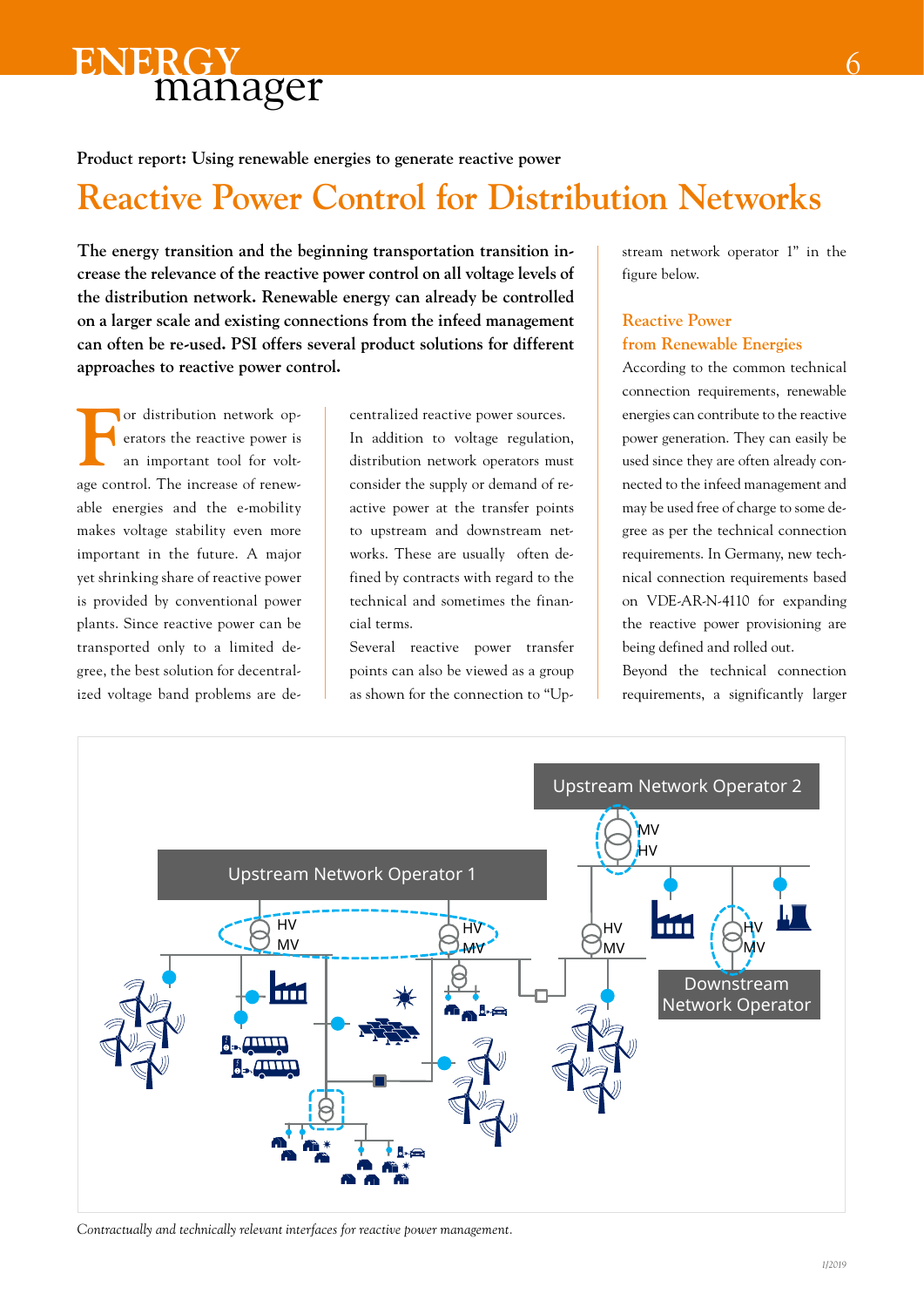Product report: Using renewable energies to generate reactive power

# Reactive Power Control for Distribution Networks

**The energy transition and the beginning transportation transition increase the relevance of the reactive power control on all voltage levels of the distribution network. Renewable energy can already be controlled on a larger scale and existing connections from the infeed management can often be re-used. PSI offers several product solutions for different approaches to reactive power control.**

For distribution network operators the reactive power is an important tool for voltage control. The increase of renewable energies and the e-mobility makes voltage stability even more important in the future. A major yet shrinking share of reactive power is provided by conventional power plants. Since reactive power can be transported only to a limited degree, the best solution for decentralized voltage band problems are decentralized reactive power sources.

In addition to voltage regulation, distribution network operators must consider the supply or demand of reactive power at the transfer points to upstream and downstream networks. These are usually often defined by contracts with regard to the technical and sometimes the financial terms.

Several reactive power transfer points can also be viewed as a group as shown for the connection to "Upstream network operator 1" in the figure below.

## Reactive Power from Renewable Energies

According to the common technical connection requirements, renewable energies can contribute to the reactive power generation. They can easily be used since they are often already connected to the infeed management and may be used free of charge to some degree as per the technical connection requirements. In Germany, new technical connection requirements based on VDE-AR-N-4110 for expanding the reactive power provisioning are being defined and rolled out.

Beyond the technical connection requirements, a significantly larger

*Contractually and technically relevant interfaces for reactive power management.*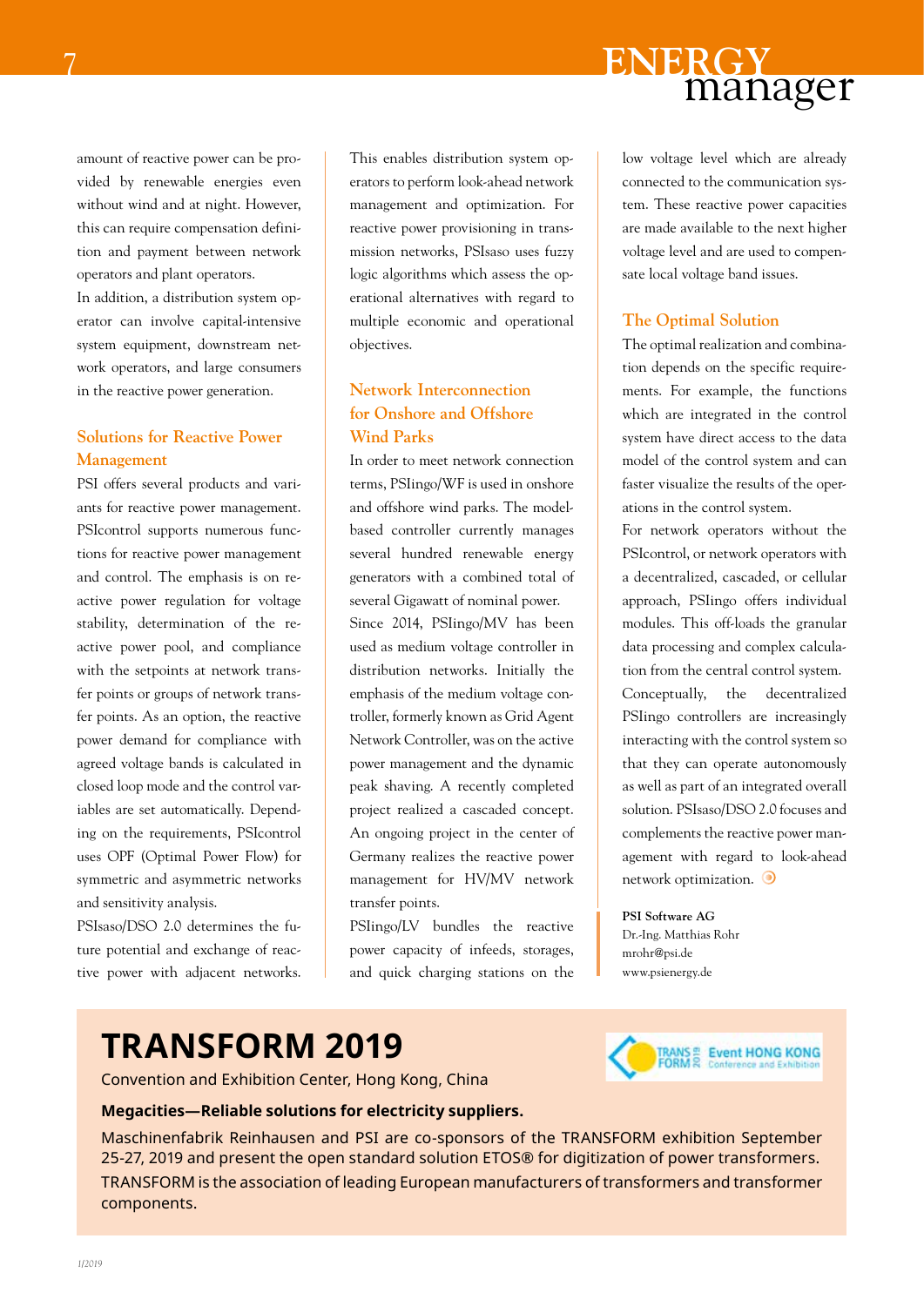amount of reactive power can be provided by renewable energies even without wind and at night. However, this can require compensation definition and payment between network operators and plant operators.

In addition, a distribution system operator can involve capital-intensive system equipment, downstream network operators, and large consumers in the reactive power generation.

## Solutions for Reactive Power Management

PSI offers several products and variants for reactive power management. PSIcontrol supports numerous functions for reactive power management and control. The emphasis is on reactive power regulation for voltage stability, determination of the reactive power pool, and compliance with the setpoints at network transfer points or groups of network transfer points. As an option, the reactive power demand for compliance with agreed voltage bands is calculated in closed loop mode and the control variables are set automatically. Depending on the requirements, PSIcontrol uses OPF (Optimal Power Flow) for symmetric and asymmetric networks and sensitivity analysis.

PSIsaso/DSO 2.0 determines the future potential and exchange of reactive power with adjacent networks. This enables distribution system operators to perform look-ahead network management and optimization. For reactive power provisioning in transmission networks, PSIsaso uses fuzzy logic algorithms which assess the operational alternatives with regard to multiple economic and operational objectives.

## Network Interconnection for Onshore and Offshore Wind Parks

In order to meet network connection terms, PSIingo/WF is used in onshore and offshore wind parks. The model-based controller currently manages several hundred renewable energy generators with a combined total of several Gigawatt of nominal power.

Since 2014, PSIingo/MV has been used as medium voltage controller in distribution networks. Initially the emphasis of the medium voltage controller, formerly known as Grid Agent Network Controller, was on the active power management and the dynamic peak shaving. A recently completed project realized a cascaded concept. An ongoing project in the center of Germany realizes the reactive power management for HV/MV network transfer points.

PSIingo/LV bundles the reactive power capacity of infeeds, storages, and quick charging stations on the low voltage level which are already connected to the communication system. These reactive power capacities are made available to the next higher voltage level and are used to compensate local voltage band issues.

## The Optimal Solution

The optimal realization and combination depends on the specific requirements. For example, the functions which are integrated in the control system have direct access to the data model of the control system and can faster visualize the results of the operations in the control system.

For network operators without the PSIcontrol, or network operators with a decentralized, cascaded, or cellular approach, PSIingo offers individual modules. This off-loads the granular data processing and complex calculation from the central control system.

Conceptually, the decentralized PSIingo controllers are increasingly interacting with the control system so that they can operate autonomously as well as part of an integrated overall solution. PSIsaso/DSO 2.0 focuses and complements the reactive power management with regard to look-ahead network optimization.

**PSI Software AG**
Dr.-Ing. Matthias Rohr
mrohr@psi.de
www.psienergy.de

# TRANSFORM 2019

Convention and Exhibition Center, Hong Kong, China

**Megacities—Reliable solutions for electricity suppliers.**

Maschinenfabrik Reinhausen and PSI are co-sponsors of the TRANSFORM exhibition September 25-27, 2019 and present the open standard solution ETOS® for digitization of power transformers.

TRANSFORM is the association of leading European manufacturers of transformers and transformer components.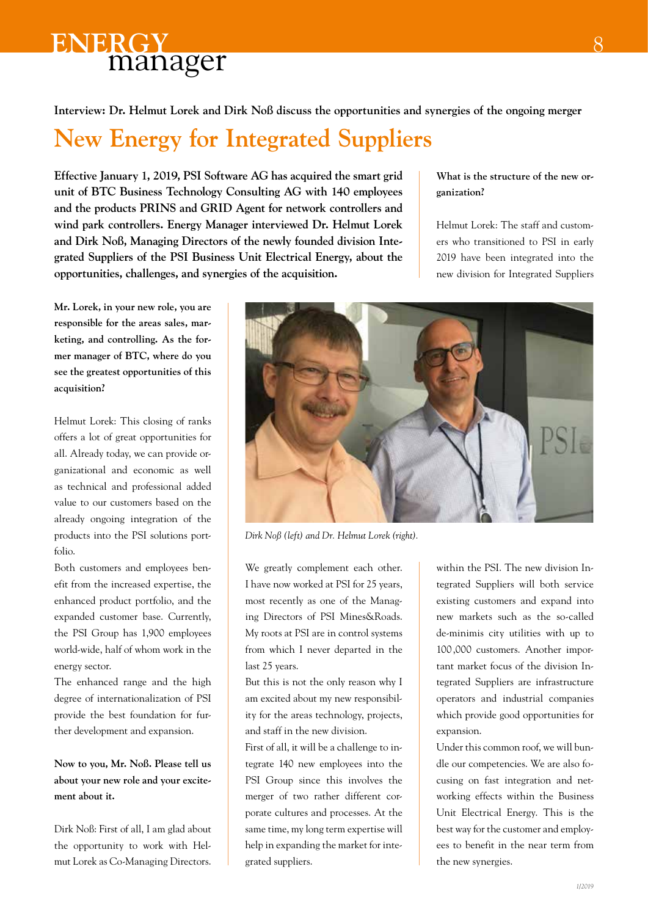Interview: Dr. Helmut Lorek and Dirk Noß discuss the opportunities and synergies of the ongoing merger

# New Energy for Integrated Suppliers

**Effective January 1, 2019, PSI Software AG has acquired the smart grid unit of BTC Business Technology Consulting AG with 140 employees and the products PRINS and GRID Agent for network controllers and wind park controllers. Energy Manager interviewed Dr. Helmut Lorek and Dirk Noß, Managing Directors of the newly founded division Integrated Suppliers of the PSI Business Unit Electrical Energy, about the opportunities, challenges, and synergies of the acquisition.**

**Mr. Lorek, in your new role, you are responsible for the areas sales, marketing, and controlling. As the former manager of BTC, where do you see the greatest opportunities of this acquisition?**

Helmut Lorek: This closing of ranks offers a lot of great opportunities for all. Already today, we can provide organizational and economic as well as technical and professional added value to our customers based on the already ongoing integration of the products into the PSI solutions portfolio.

Both customers and employees benefit from the increased expertise, the enhanced product portfolio, and the expanded customer base. Currently, the PSI Group has 1,900 employees world-wide, half of whom work in the energy sector.

The enhanced range and the high degree of internationalization of PSI provide the best foundation for further development and expansion.

**Now to you, Mr. Noß. Please tell us about your new role and your excitement about it.**

Dirk Noß: First of all, I am glad about the opportunity to work with Helmut Lorek as Co-Managing Directors. We greatly complement each other. I have now worked at PSI for 25 years, most recently as one of the Managing Directors of PSI Mines&Roads. My roots at PSI are in control systems from which I never departed in the last 25 years.

But this is not the only reason why I am excited about my new responsibility for the areas technology, projects, and staff in the new division.

First of all, it will be a challenge to integrate 140 new employees into the PSI Group since this involves the merger of two rather different corporate cultures and processes. At the same time, my long term expertise will help in expanding the market for integrated suppliers.

*Dirk Noß (left) and Dr. Helmut Lorek (right).*

**What is the structure of the new organization?**

Helmut Lorek: The staff and customers who transitioned to PSI in early 2019 have been integrated into the new division for Integrated Suppliers within the PSI. The new division Integrated Suppliers will both service existing customers and expand into new markets such as the so-called de-minimis city utilities with up to 100,000 customers. Another important market focus of the division Integrated Suppliers are infrastructure operators and industrial companies which provide good opportunities for expansion.

Under this common roof, we will bundle our competencies. We are also focusing on fast integration and networking effects within the Business Unit Electrical Energy. This is the best way for the customer and employees to benefit in the near term from the new synergies.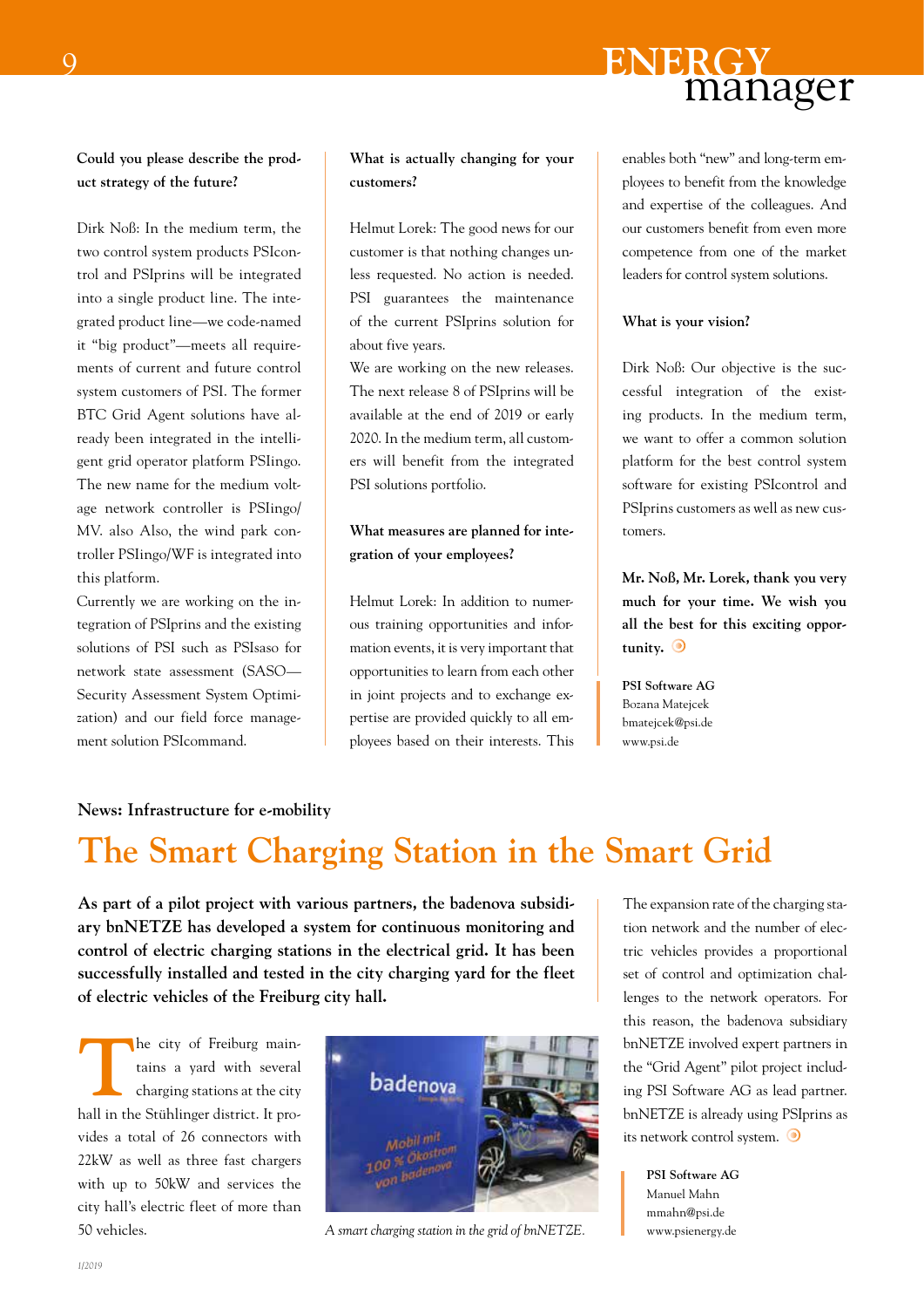**Could you please describe the product strategy of the future?**

Dirk Noß: In the medium term, the two control system products PSIcontrol and PSIprins will be integrated into a single product line. The integrated product line—we code-named it "big product"—meets all requirements of current and future control system customers of PSI. The former BTC Grid Agent solutions have already been integrated in the intelligent grid operator platform PSIingo. The new name for the medium voltage network controller is PSIingo/MV. also Also, the wind park controller PSIingo/WF is integrated into this platform.

Currently we are working on the integration of PSIprins and the existing solutions of PSI such as PSIsaso for network state assessment (SASO—Security Assessment System Optimization) and our field force management solution PSIcommand.

**What is actually changing for your customers?**

Helmut Lorek: The good news for our customer is that nothing changes unless requested. No action is needed. PSI guarantees the maintenance of the current PSIprins solution for about five years.

We are working on the new releases. The next release 8 of PSIprins will be available at the end of 2019 or early 2020. In the medium term, all customers will benefit from the integrated PSI solutions portfolio.

**What measures are planned for integration of your employees?**

Helmut Lorek: In addition to numerous training opportunities and information events, it is very important that opportunities to learn from each other in joint projects and to exchange expertise are provided quickly to all employees based on their interests. This enables both "new" and long-term employees to benefit from the knowledge and expertise of the colleagues. And our customers benefit from even more competence from one of the market leaders for control system solutions.

**What is your vision?**

Dirk Noß: Our objective is the successful integration of the existing products. In the medium term, we want to offer a common solution platform for the best control system software for existing PSIcontrol and PSIprins customers as well as new customers.

**Mr. Noß, Mr. Lorek, thank you very much for your time. We wish you all the best for this exciting opportunity.**

**PSI Software AG**
Bozana Matejcek
bmatejcek@psi.de
www.psi.de

**News: Infrastructure for e-mobility**

# The Smart Charging Station in the Smart Grid

**As part of a pilot project with various partners, the badenova subsidiary bnNETZE has developed a system for continuous monitoring and control of electric charging stations in the electrical grid. It has been successfully installed and tested in the city charging yard for the fleet of electric vehicles of the Freiburg city hall.**

The city of Freiburg maintains a yard with several charging stations at the city hall in the Stühlinger district. It provides a total of 26 connectors with 22kW as well as three fast chargers with up to 50kW and services the city hall's electric fleet of more than 50 vehicles.

*A smart charging station in the grid of bnNETZE.*

The expansion rate of the charging station network and the number of electric vehicles provides a proportional set of control and optimization challenges to the network operators. For this reason, the badenova subsidiary bnNETZE involved expert partners in the "Grid Agent" pilot project including PSI Software AG as lead partner. bnNETZE is already using PSIprins as its network control system.

**PSI Software AG**
Manuel Mahn
mmahn@psi.de
www.psienergy.de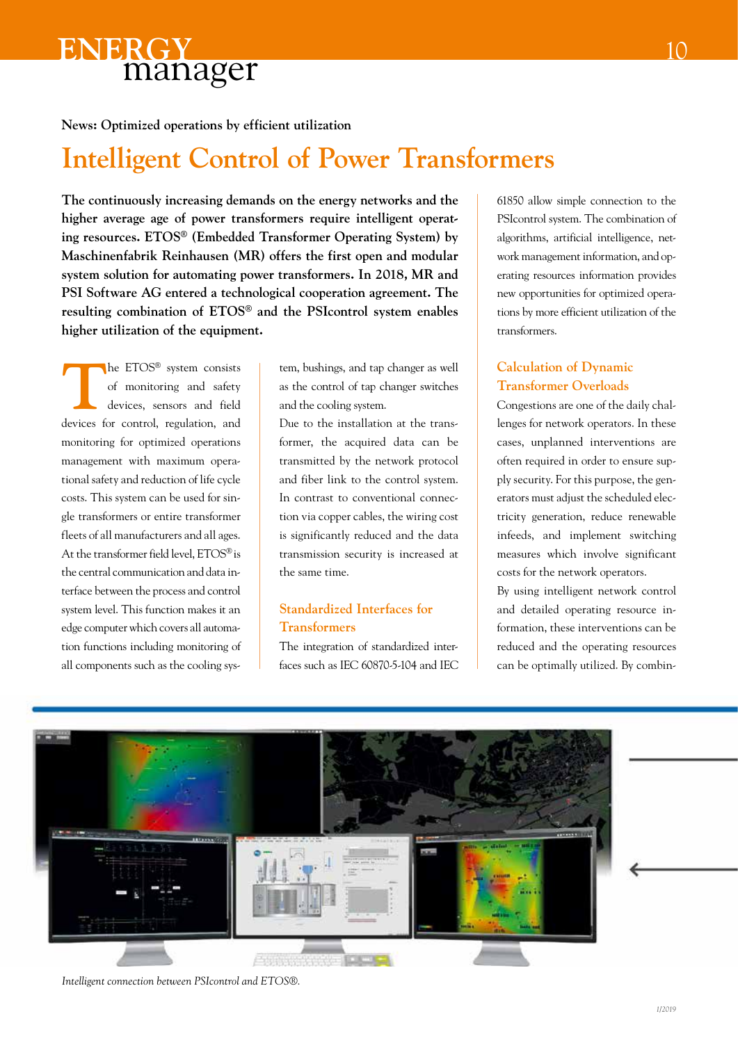News: Optimized operations by efficient utilization

# Intelligent Control of Power Transformers

**The continuously increasing demands on the energy networks and the higher average age of power transformers require intelligent operating resources. ETOS® (Embedded Transformer Operating System) by Maschinenfabrik Reinhausen (MR) offers the first open and modular system solution for automating power transformers. In 2018, MR and PSI Software AG entered a technological cooperation agreement. The resulting combination of ETOS® and the PSIcontrol system enables higher utilization of the equipment.**

The ETOS® system consists of monitoring and safety devices, sensors and field devices for control, regulation, and monitoring for optimized operations management with maximum operational safety and reduction of life cycle costs. This system can be used for single transformers or entire transformer fleets of all manufacturers and all ages. At the transformer field level, ETOS® is the central communication and data interface between the process and control system level. This function makes it an edge computer which covers all automation functions including monitoring of all components such as the cooling system, bushings, and tap changer as well as the control of tap changer switches and the cooling system.

Due to the installation at the transformer, the acquired data can be transmitted by the network protocol and fiber link to the control system. In contrast to conventional connection via copper cables, the wiring cost is significantly reduced and the data transmission security is increased at the same time.

## Standardized Interfaces for Transformers

The integration of standardized interfaces such as IEC 60870-5-104 and IEC 61850 allow simple connection to the PSIcontrol system. The combination of algorithms, artificial intelligence, network management information, and operating resources information provides new opportunities for optimized operations by more efficient utilization of the transformers.

## Calculation of Dynamic Transformer Overloads

Congestions are one of the daily challenges for network operators. In these cases, unplanned interventions are often required in order to ensure supply security. For this purpose, the generators must adjust the scheduled electricity generation, reduce renewable infeeds, and implement switching measures which involve significant costs for the network operators.

By using intelligent network control and detailed operating resource information, these interventions can be reduced and the operating resources can be optimally utilized. By combin-

*Intelligent connection between PSIcontrol and ETOS®.*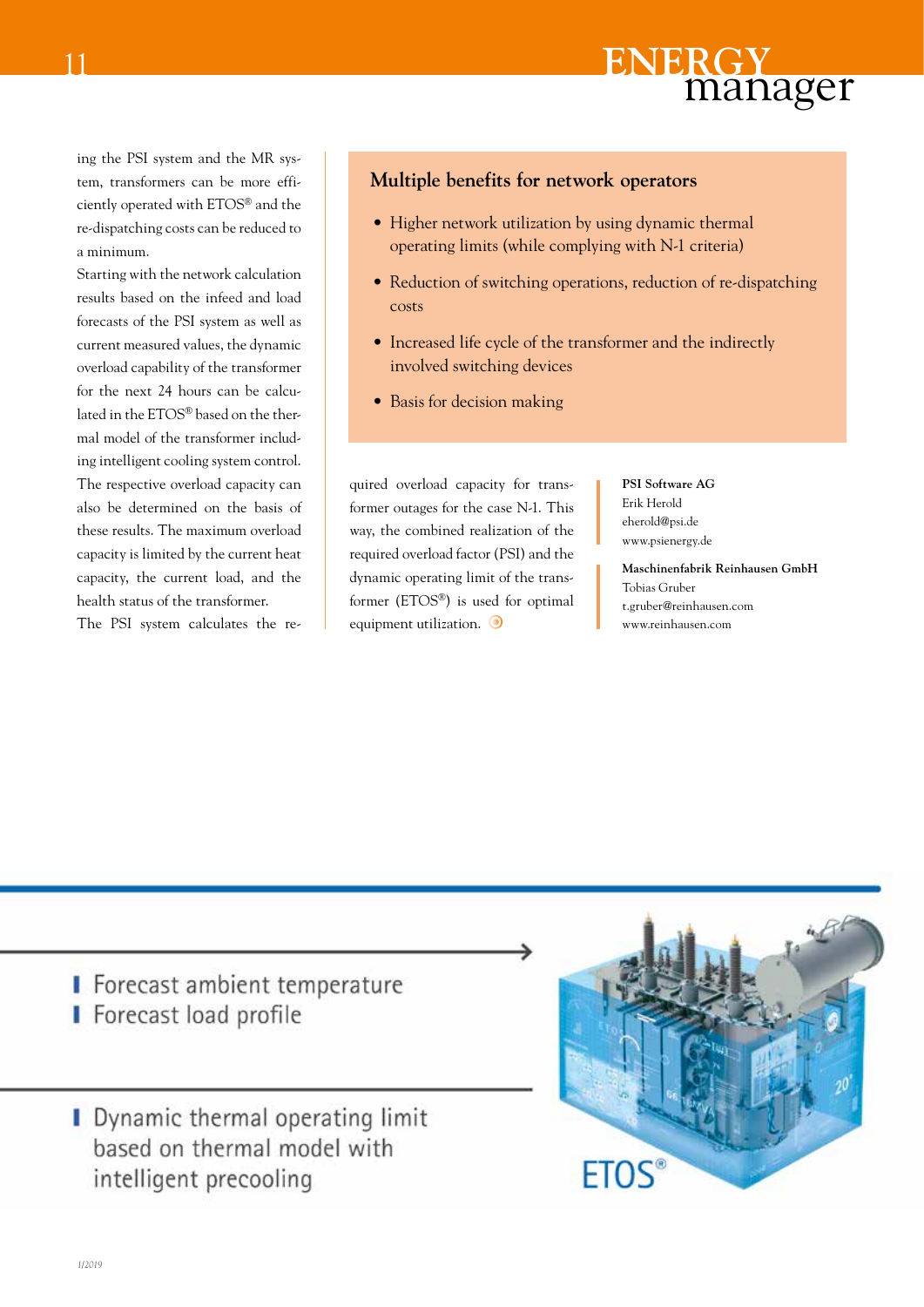ing the PSI system and the MR system, transformers can be more efficiently operated with ETOS® and the re-dispatching costs can be reduced to a minimum.

Starting with the network calculation results based on the infeed and load forecasts of the PSI system as well as current measured values, the dynamic overload capability of the transformer for the next 24 hours can be calculated in the ETOS® based on the thermal model of the transformer including intelligent cooling system control. The respective overload capacity can also be determined on the basis of these results. The maximum overload capacity is limited by the current heat capacity, the current load, and the health status of the transformer.

The PSI system calculates the required overload capacity for transformer outages for the case N-1. This way, the combined realization of the required overload factor (PSI) and the dynamic operating limit of the transformer (ETOS®) is used for optimal equipment utilization.

## Multiple benefits for network operators

- Higher network utilization by using dynamic thermal operating limits (while complying with N-1 criteria)
- Reduction of switching operations, reduction of re-dispatching costs
- Increased life cycle of the transformer and the indirectly involved switching devices
- Basis for decision making

**PSI Software AG**
Erik Herold
eherold@psi.de
www.psienergy.de

**Maschinenfabrik Reinhausen GmbH**
Tobias Gruber
t.gruber@reinhausen.com
www.reinhausen.com

- Forecast ambient temperature
- Forecast load profile

- Dynamic thermal operating limit based on thermal model with intelligent precooling

ETOS®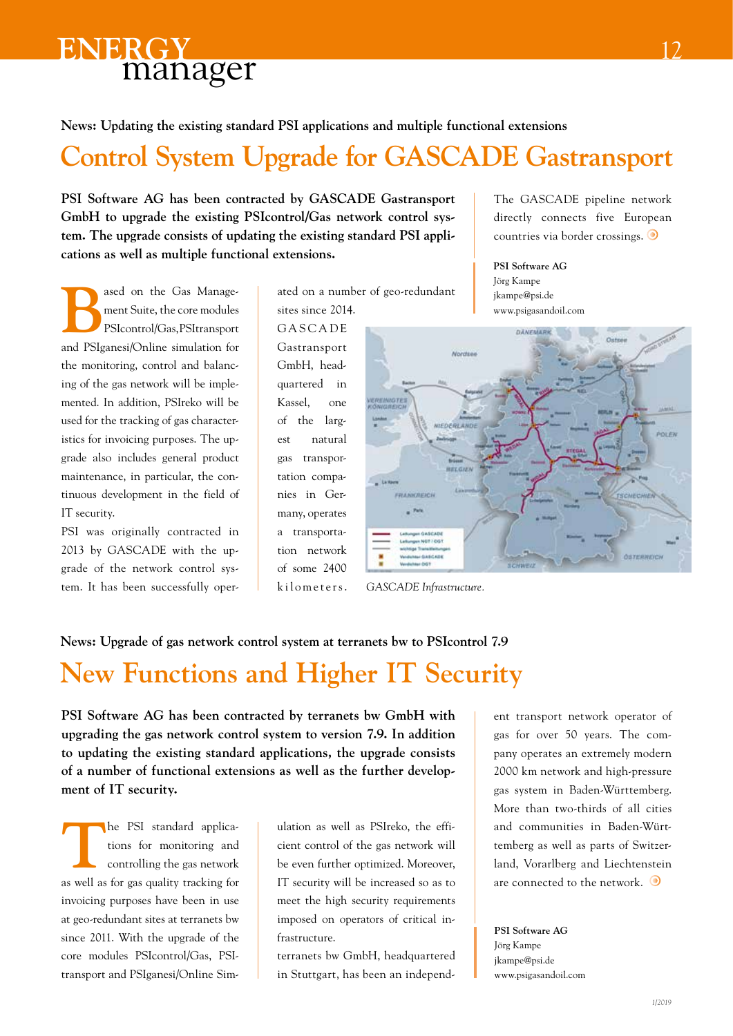**News: Updating the existing standard PSI applications and multiple functional extensions**

# Control System Upgrade for GASCADE Gastransport

**PSI Software AG has been contracted by GASCADE Gastransport GmbH to upgrade the existing PSIcontrol/Gas network control system. The upgrade consists of updating the existing standard PSI applications as well as multiple functional extensions.**

Based on the Gas Management Suite, the core modules PSIcontrol/Gas, PSItransport and PSIganesi/Online simulation for the monitoring, control and balancing of the gas network will be implemented. In addition, PSIreko will be used for the tracking of gas characteristics for invoicing purposes. The upgrade also includes general product maintenance, in particular, the continuous development in the field of IT security.

PSI was originally contracted in 2013 by GASCADE with the upgrade of the network control system. It has been successfully operated on a number of geo-redundant sites since 2014.

GASCADE Gastransport GmbH, headquartered in Kassel, one of the largest natural gas transportation companies in Germany, operates a transportation network of some 2400 kilometers. The GASCADE pipeline network directly connects five European countries via border crossings.

*GASCADE Infrastructure.*

**PSI Software AG**
Jörg Kampe
jkampe@psi.de
www.psigasandoil.com

**News: Upgrade of gas network control system at terranets bw to PSIcontrol 7.9**

# New Functions and Higher IT Security

**PSI Software AG has been contracted by terranets bw GmbH with upgrading the gas network control system to version 7.9. In addition to updating the existing standard applications, the upgrade consists of a number of functional extensions as well as the further development of IT security.**

The PSI standard applications for monitoring and controlling the gas network as well as for gas quality tracking for invoicing purposes have been in use at geo-redundant sites at terranets bw since 2011. With the upgrade of the core modules PSIcontrol/Gas, PSItransport and PSIganesi/Online Simulation as well as PSIreko, the efficient control of the gas network will be even further optimized. Moreover, IT security will be increased so as to meet the high security requirements imposed on operators of critical infrastructure.

terranets bw GmbH, headquartered in Stuttgart, has been an independent transport network operator of gas for over 50 years. The company operates an extremely modern 2000 km network and high-pressure gas system in Baden-Württemberg. More than two-thirds of all cities and communities in Baden-Württemberg as well as parts of Switzerland, Vorarlberg and Liechtenstein are connected to the network.

**PSI Software AG**
Jörg Kampe
jkampe@psi.de
www.psigasandoil.com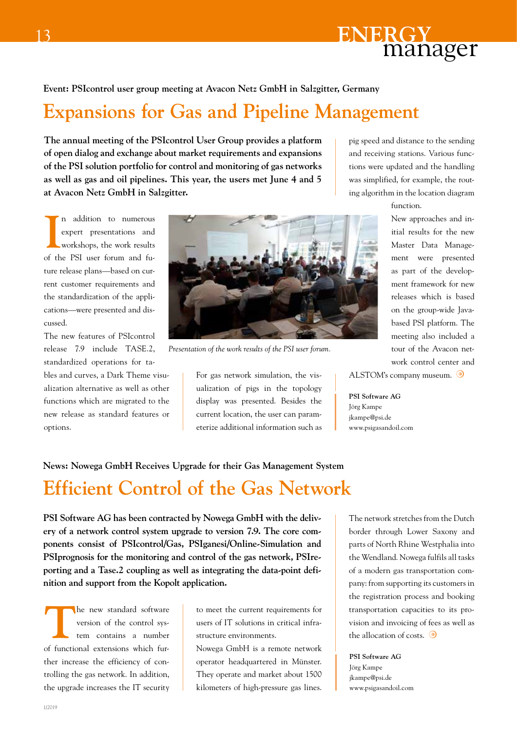Event: PSIcontrol user group meeting at Avacon Netz GmbH in Salzgitter, Germany

# Expansions for Gas and Pipeline Management

**The annual meeting of the PSIcontrol User Group provides a platform of open dialog and exchange about market requirements and expansions of the PSI solution portfolio for control and monitoring of gas networks as well as gas and oil pipelines. This year, the users met June 4 and 5 at Avacon Netz GmbH in Salzgitter.**

In addition to numerous expert presentations and workshops, the work results of the PSI user forum and future release plans—based on current customer requirements and the standardization of the applications—were presented and discussed.

The new features of PSIcontrol release 7.9 include TASE.2, standardized operations for tables and curves, a Dark Theme visualization alternative as well as other functions which are migrated to the new release as standard features or options.

*Presentation of the work results of the PSI user forum.*

For gas network simulation, the visualization of pigs in the topology display was presented. Besides the current location, the user can parameterize additional information such as pig speed and distance to the sending and receiving stations. Various functions were updated and the handling was simplified, for example, the routing algorithm in the location diagram function.

New approaches and initial results for the new Master Data Management were presented as part of the development framework for new releases which is based on the group-wide Java-based PSI platform. The meeting also included a tour of the Avacon network control center and ALSTOM's company museum.

**PSI Software AG**
Jörg Kampe
jkampe@psi.de
www.psigasandoil.com

News: Nowega GmbH Receives Upgrade for their Gas Management System

# Efficient Control of the Gas Network

**PSI Software AG has been contracted by Nowega GmbH with the delivery of a network control system upgrade to version 7.9. The core components consist of PSIcontrol/Gas, PSIganesi/Online-Simulation and PSIprognosis for the monitoring and control of the gas network, PSIreporting and a Tase.2 coupling as well as integrating the data-point definition and support from the Kopolt application.**

The new standard software version of the control system contains a number of functional extensions which further increase the efficiency of controlling the gas network. In addition, the upgrade increases the IT security to meet the current requirements for users of IT solutions in critical infrastructure environments.

Nowega GmbH is a remote network operator headquartered in Münster. They operate and market about 1500 kilometers of high-pressure gas lines. The network stretches from the Dutch border through Lower Saxony and parts of North Rhine Westphalia into the Wendland. Nowega fulfils all tasks of a modern gas transportation company: from supporting its customers in the registration process and booking transportation capacities to its provision and invoicing of fees as well as the allocation of costs.

**PSI Software AG**
Jörg Kampe
jkampe@psi.de
www.psigasandoil.com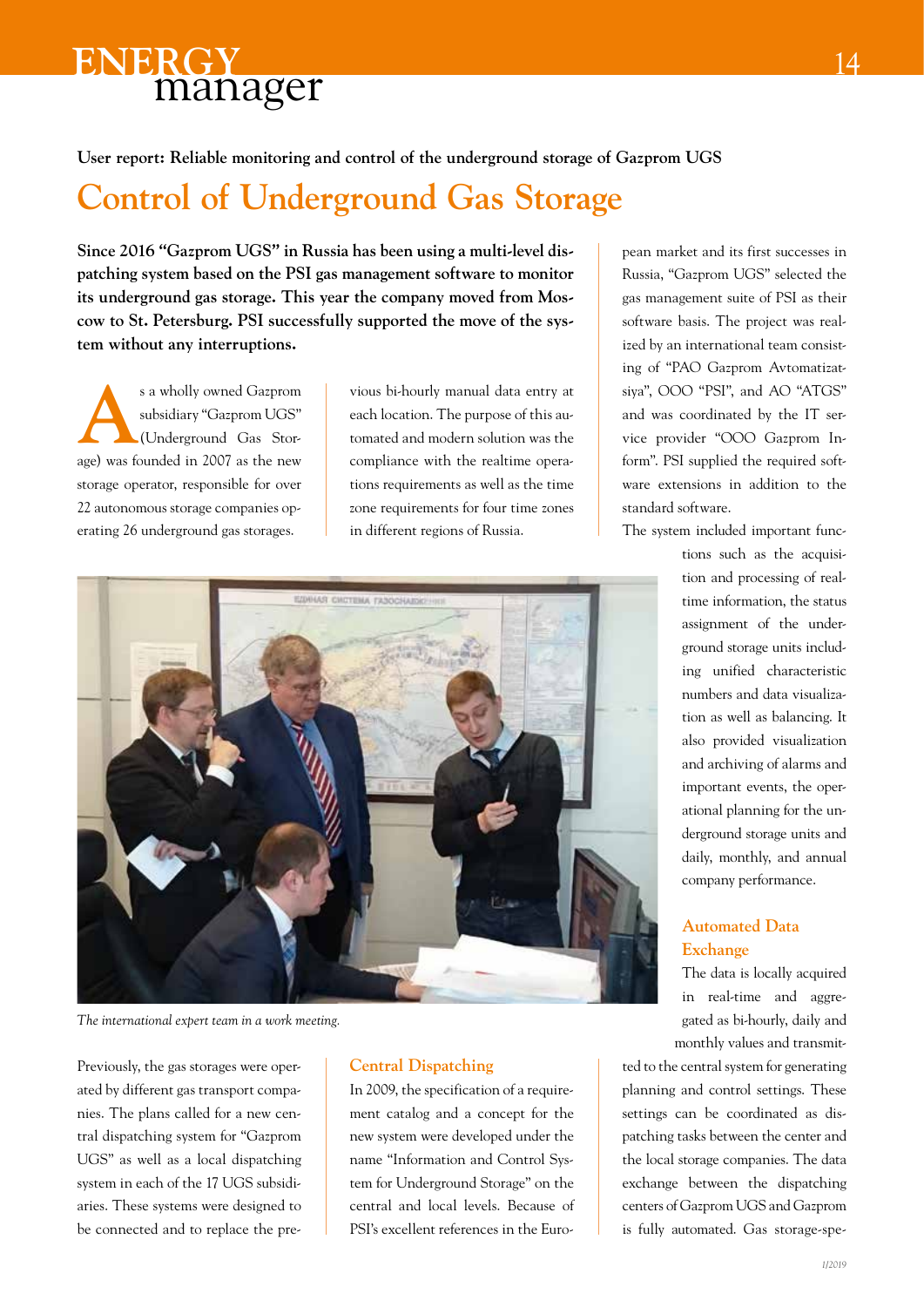User report: Reliable monitoring and control of the underground storage of Gazprom UGS

# Control of Underground Gas Storage

**Since 2016 "Gazprom UGS" in Russia has been using a multi-level dispatching system based on the PSI gas management software to monitor its underground gas storage. This year the company moved from Moscow to St. Petersburg. PSI successfully supported the move of the system without any interruptions.**

As a wholly owned Gazprom subsidiary "Gazprom UGS" (Underground Gas Storage) was founded in 2007 as the new storage operator, responsible for over 22 autonomous storage companies operating 26 underground gas storages.

Previously, the gas storages were operated by different gas transport companies. The plans called for a new central dispatching system for "Gazprom UGS" as well as a local dispatching system in each of the 17 UGS subsidiaries. These systems were designed to be connected and to replace the previous bi-hourly manual data entry at each location. The purpose of this automated and modern solution was the compliance with the realtime operations requirements as well as the time zone requirements for four time zones in different regions of Russia.

*The international expert team in a work meeting.*

## Central Dispatching

In 2009, the specification of a requirement catalog and a concept for the new system were developed under the name "Information and Control System for Underground Storage" on the central and local levels. Because of PSI's excellent references in the European market and its first successes in Russia, "Gazprom UGS" selected the gas management suite of PSI as their software basis. The project was realized by an international team consisting of "PAO Gazprom Avtomatizatsiya", OOO "PSI", and AO "ATGS" and was coordinated by the IT service provider "OOO Gazprom Inform". PSI supplied the required software extensions in addition to the standard software.

The system included important functions such as the acquisition and processing of realtime information, the status assignment of the underground storage units including unified characteristic numbers and data visualization as well as balancing. It also provided visualization and archiving of alarms and important events, the operational planning for the underground storage units and daily, monthly, and annual company performance.

## Automated Data Exchange

The data is locally acquired in real-time and aggregated as bi-hourly, daily and monthly values and transmitted to the central system for generating planning and control settings. These settings can be coordinated as dispatching tasks between the center and the local storage companies. The data exchange between the dispatching centers of Gazprom UGS and Gazprom is fully automated. Gas storage-spe-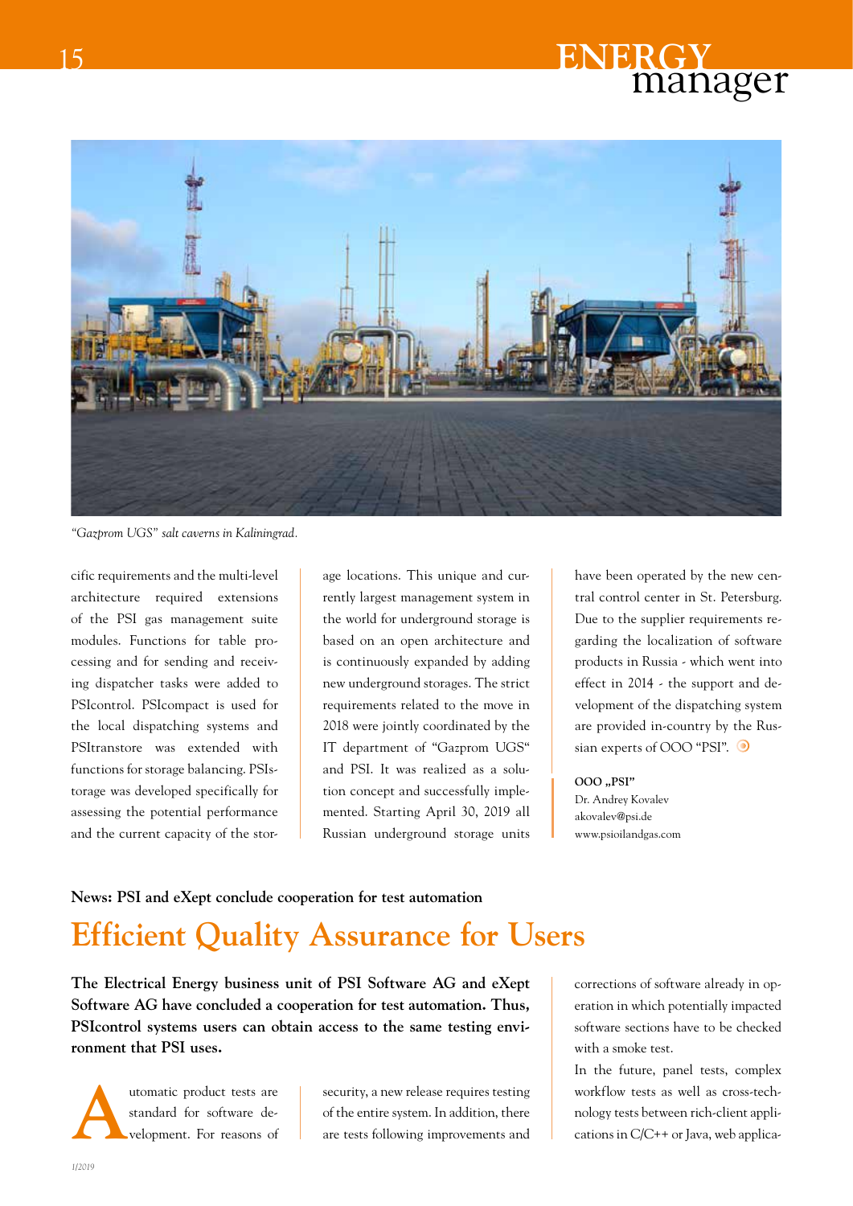*"Gazprom UGS" salt caverns in Kaliningrad.*

cific requirements and the multi-level architecture required extensions of the PSI gas management suite modules. Functions for table processing and for sending and receiving dispatcher tasks were added to PSIcontrol. PSIcompact is used for the local dispatching systems and PSItranstore was extended with functions for storage balancing. PSIstorage was developed specifically for assessing the potential performance and the current capacity of the storage locations. This unique and currently largest management system in the world for underground storage is based on an open architecture and is continuously expanded by adding new underground storages. The strict requirements related to the move in 2018 were jointly coordinated by the IT department of "Gazprom UGS" and PSI. It was realized as a solution concept and successfully implemented. Starting April 30, 2019 all Russian underground storage units have been operated by the new central control center in St. Petersburg. Due to the supplier requirements regarding the localization of software products in Russia - which went into effect in 2014 - the support and development of the dispatching system are provided in-country by the Russian experts of OOO "PSI".

**OOO „PSI"**
Dr. Andrey Kovalev
akovalev@psi.de
www.psioilandgas.com

**News: PSI and eXept conclude cooperation for test automation**

# Efficient Quality Assurance for Users

**The Electrical Energy business unit of PSI Software AG and eXept Software AG have concluded a cooperation for test automation. Thus, PSIcontrol systems users can obtain access to the same testing environment that PSI uses.**

Automatic product tests are standard for software development. For reasons of security, a new release requires testing of the entire system. In addition, there are tests following improvements and corrections of software already in operation in which potentially impacted software sections have to be checked with a smoke test.

In the future, panel tests, complex workflow tests as well as cross-technology tests between rich-client applications in C/C++ or Java, web applica-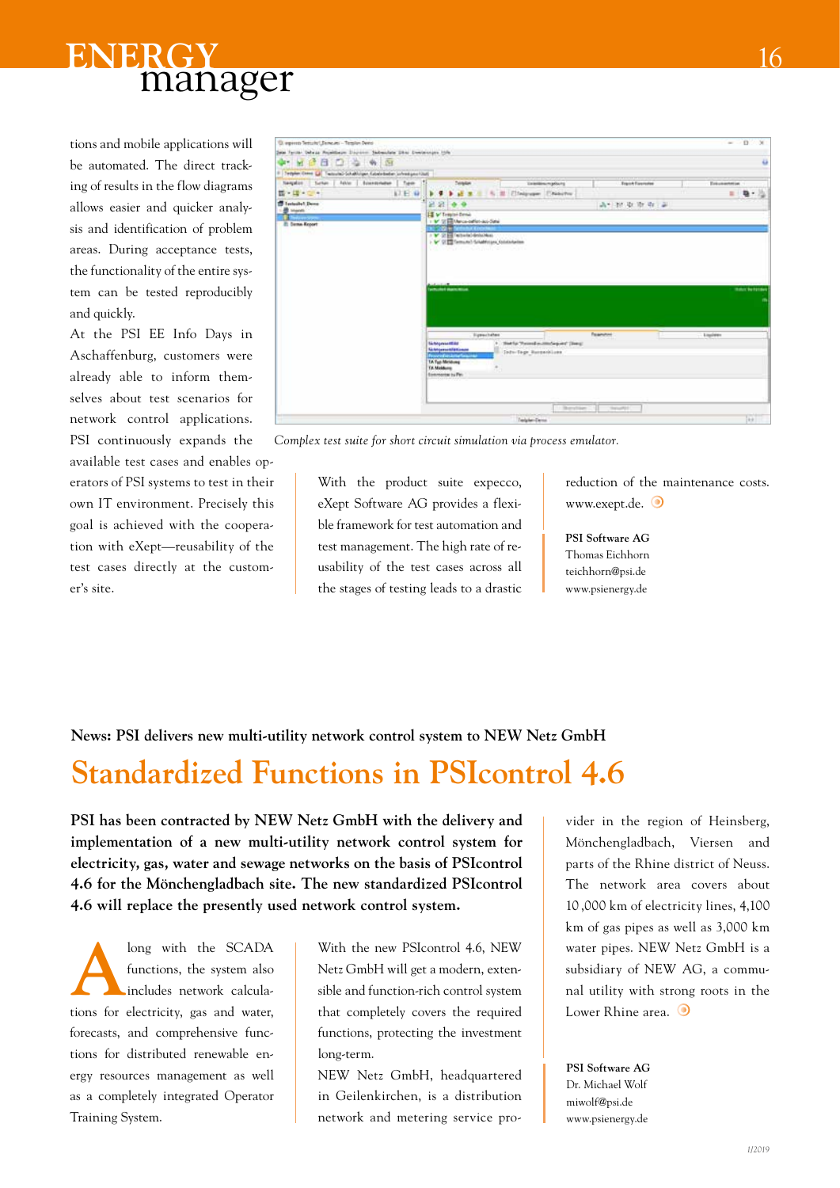tions and mobile applications will be automated. The direct tracking of results in the flow diagrams allows easier and quicker analysis and identification of problem areas. During acceptance tests, the functionality of the entire system can be tested reproducibly and quickly.

At the PSI EE Info Days in Aschaffenburg, customers were already able to inform themselves about test scenarios for network control applications. PSI continuously expands the available test cases and enables operators of PSI systems to test in their own IT environment. Precisely this goal is achieved with the cooperation with eXept—reusability of the test cases directly at the customer's site.

*Complex test suite for short circuit simulation via process emulator.*

With the product suite expecco, eXept Software AG provides a flexible framework for test automation and test management. The high rate of reusability of the test cases across all the stages of testing leads to a drastic reduction of the maintenance costs. www.exept.de.

**PSI Software AG**
Thomas Eichhorn
teichhorn@psi.de
www.psienergy.de

**News: PSI delivers new multi-utility network control system to NEW Netz GmbH**

# Standardized Functions in PSIcontrol 4.6

**PSI has been contracted by NEW Netz GmbH with the delivery and implementation of a new multi-utility network control system for electricity, gas, water and sewage networks on the basis of PSIcontrol 4.6 for the Mönchengladbach site. The new standardized PSIcontrol 4.6 will replace the presently used network control system.**

Along with the SCADA functions, the system also includes network calculations for electricity, gas and water, forecasts, and comprehensive functions for distributed renewable energy resources management as well as a completely integrated Operator Training System.

With the new PSIcontrol 4.6, NEW Netz GmbH will get a modern, extensible and function-rich control system that completely covers the required functions, protecting the investment long-term.

NEW Netz GmbH, headquartered in Geilenkirchen, is a distribution network and metering service provider in the region of Heinsberg, Mönchengladbach, Viersen and parts of the Rhine district of Neuss. The network area covers about 10,000 km of electricity lines, 4,100 km of gas pipes as well as 3,000 km water pipes. NEW Netz GmbH is a subsidiary of NEW AG, a communal utility with strong roots in the Lower Rhine area.

**PSI Software AG**
Dr. Michael Wolf
miwolf@psi.de
www.psienergy.de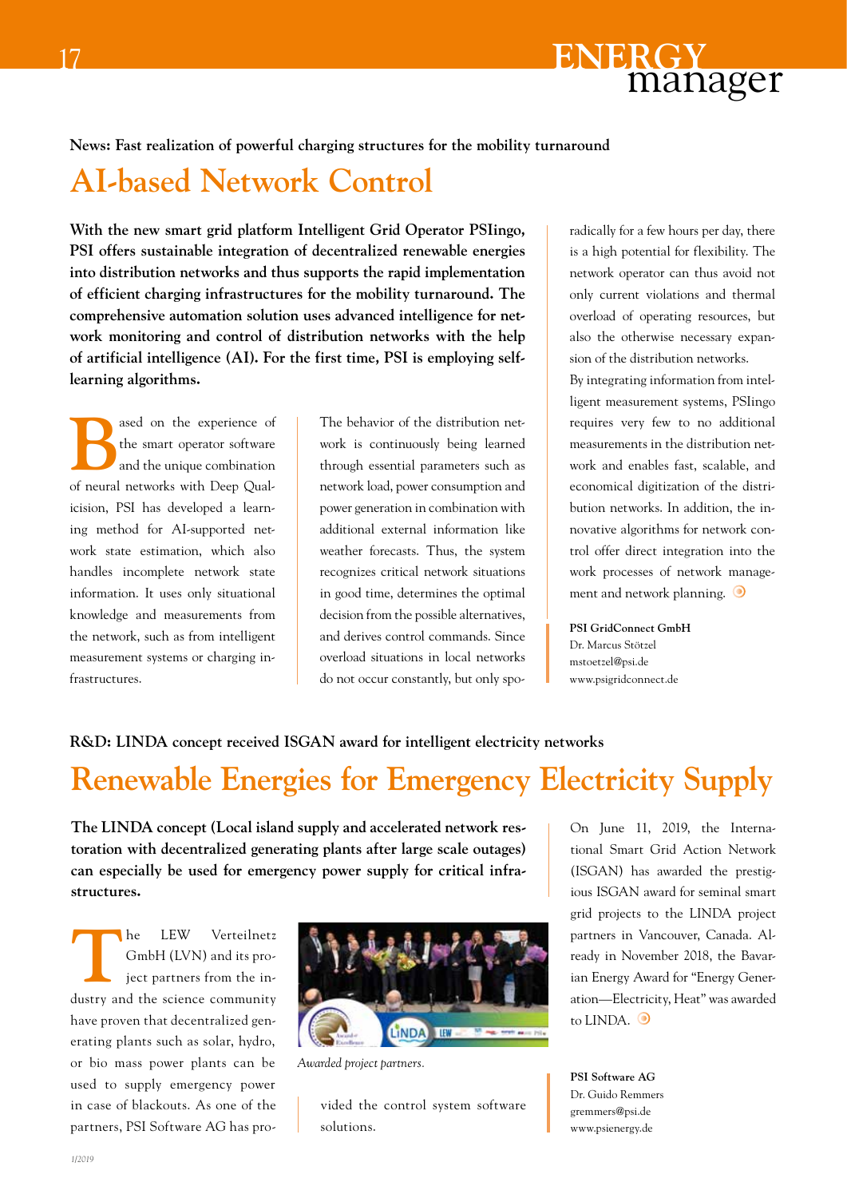**News: Fast realization of powerful charging structures for the mobility turnaround**

# AI-based Network Control

**With the new smart grid platform Intelligent Grid Operator PSIingo, PSI offers sustainable integration of decentralized renewable energies into distribution networks and thus supports the rapid implementation of efficient charging infrastructures for the mobility turnaround. The comprehensive automation solution uses advanced intelligence for network monitoring and control of distribution networks with the help of artificial intelligence (AI). For the first time, PSI is employing self-learning algorithms.**

Based on the experience of the smart operator software and the unique combination of neural networks with Deep Qualicision, PSI has developed a learning method for AI-supported network state estimation, which also handles incomplete network state information. It uses only situational knowledge and measurements from the network, such as from intelligent measurement systems or charging infrastructures.

The behavior of the distribution network is continuously being learned through essential parameters such as network load, power consumption and power generation in combination with additional external information like weather forecasts. Thus, the system recognizes critical network situations in good time, determines the optimal decision from the possible alternatives, and derives control commands. Since overload situations in local networks do not occur constantly, but only sporadically for a few hours per day, there is a high potential for flexibility. The network operator can thus avoid not only current violations and thermal overload of operating resources, but also the otherwise necessary expansion of the distribution networks.

By integrating information from intelligent measurement systems, PSIingo requires very few to no additional measurements in the distribution network and enables fast, scalable, and economical digitization of the distribution networks. In addition, the innovative algorithms for network control offer direct integration into the work processes of network management and network planning.

**PSI GridConnect GmbH**
Dr. Marcus Stötzel
mstoetzel@psi.de
www.psigridconnect.de

**R&D: LINDA concept received ISGAN award for intelligent electricity networks**

# Renewable Energies for Emergency Electricity Supply

**The LINDA concept (Local island supply and accelerated network restoration with decentralized generating plants after large scale outages) can especially be used for emergency power supply for critical infrastructures.**

The LEW Verteilnetz GmbH (LVN) and its project partners from the industry and the science community have proven that decentralized generating plants such as solar, hydro, or bio mass power plants can be used to supply emergency power in case of blackouts. As one of the partners, PSI Software AG has provided the control system software solutions.

*Awarded project partners.*

On June 11, 2019, the International Smart Grid Action Network (ISGAN) has awarded the prestigious ISGAN award for seminal smart grid projects to the LINDA project partners in Vancouver, Canada. Already in November 2018, the Bavarian Energy Award for "Energy Generation—Electricity, Heat" was awarded to LINDA.

**PSI Software AG**
Dr. Guido Remmers
gremmers@psi.de
www.psienergy.de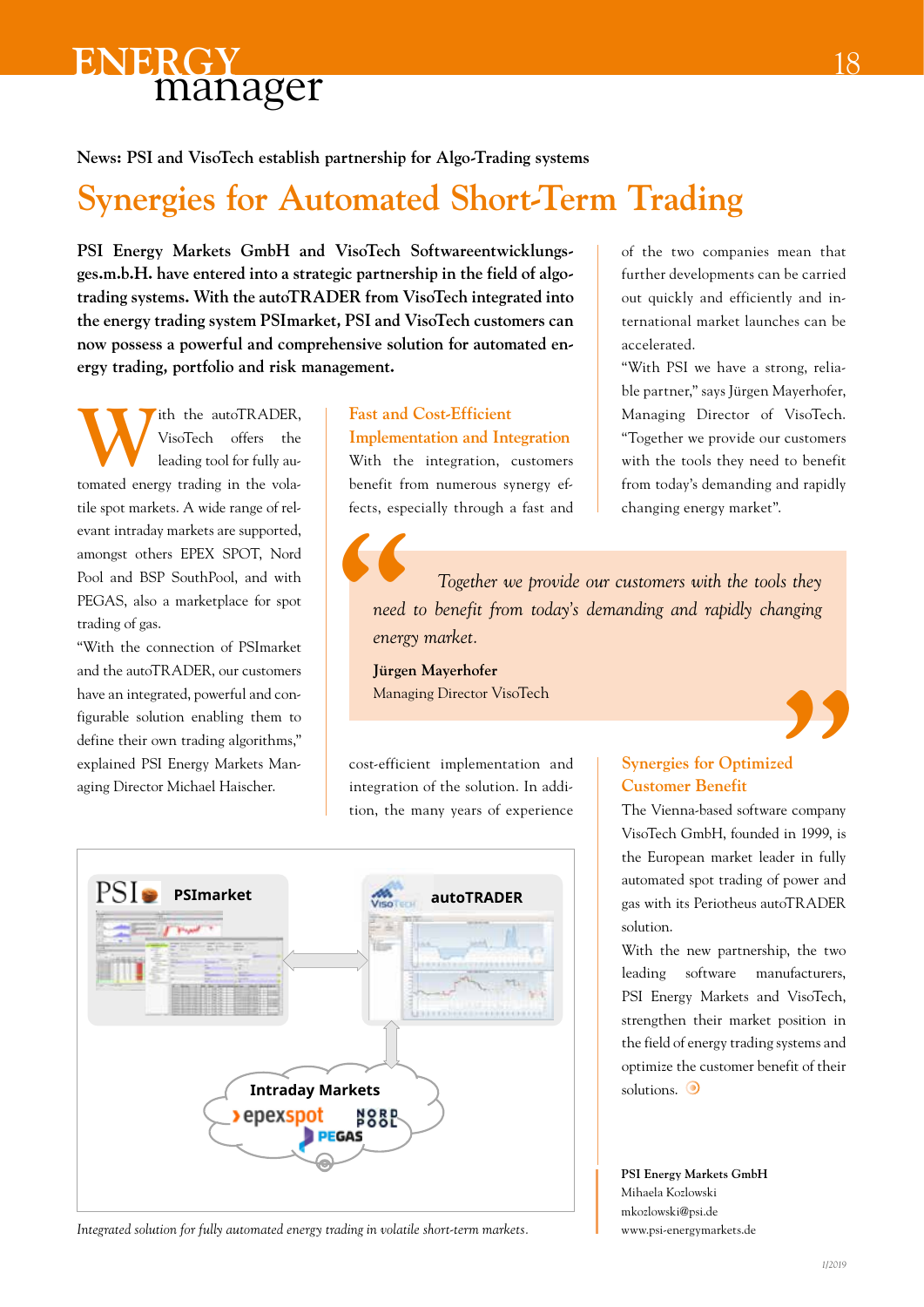**News: PSI and VisoTech establish partnership for Algo-Trading systems**

# Synergies for Automated Short-Term Trading

**PSI Energy Markets GmbH and VisoTech Softwareentwicklungsges.m.b.H. have entered into a strategic partnership in the field of algo-trading systems. With the autoTRADER from VisoTech integrated into the energy trading system PSImarket, PSI and VisoTech customers can now possess a powerful and comprehensive solution for automated energy trading, portfolio and risk management.**

With the autoTRADER, VisoTech offers the leading tool for fully automated energy trading in the volatile spot markets. A wide range of relevant intraday markets are supported, amongst others EPEX SPOT, Nord Pool and BSP SouthPool, and with PEGAS, also a marketplace for spot trading of gas.

"With the connection of PSImarket and the autoTRADER, our customers have an integrated, powerful and configurable solution enabling them to define their own trading algorithms," explained PSI Energy Markets Managing Director Michael Haischer.

## Fast and Cost-Efficient Implementation and Integration

With the integration, customers benefit from numerous synergy effects, especially through a fast and cost-efficient implementation and integration of the solution. In addition, the many years of experience of the two companies mean that further developments can be carried out quickly and efficiently and international market launches can be accelerated.

"With PSI we have a strong, reliable partner," says Jürgen Mayerhofer, Managing Director of VisoTech. "Together we provide our customers with the tools they need to benefit from today's demanding and rapidly changing energy market".

> *Together we provide our customers with the tools they need to benefit from today's demanding and rapidly changing energy market.*
>
> **Jürgen Mayerhofer**
> Managing Director VisoTech

## Synergies for Optimized Customer Benefit

The Vienna-based software company VisoTech GmbH, founded in 1999, is the European market leader in fully automated spot trading of power and gas with its Periotheus autoTRADER solution.

With the new partnership, the two leading software manufacturers, PSI Energy Markets and VisoTech, strengthen their market position in the field of energy trading systems and optimize the customer benefit of their solutions.

PSImarket — autoTRADER — Intraday Markets (epexspot, NORD POOL, PEGAS)

*Integrated solution for fully automated energy trading in volatile short-term markets.*

**PSI Energy Markets GmbH**
Mihaela Kozlowski
mkozlowski@psi.de
www.psi-energymarkets.de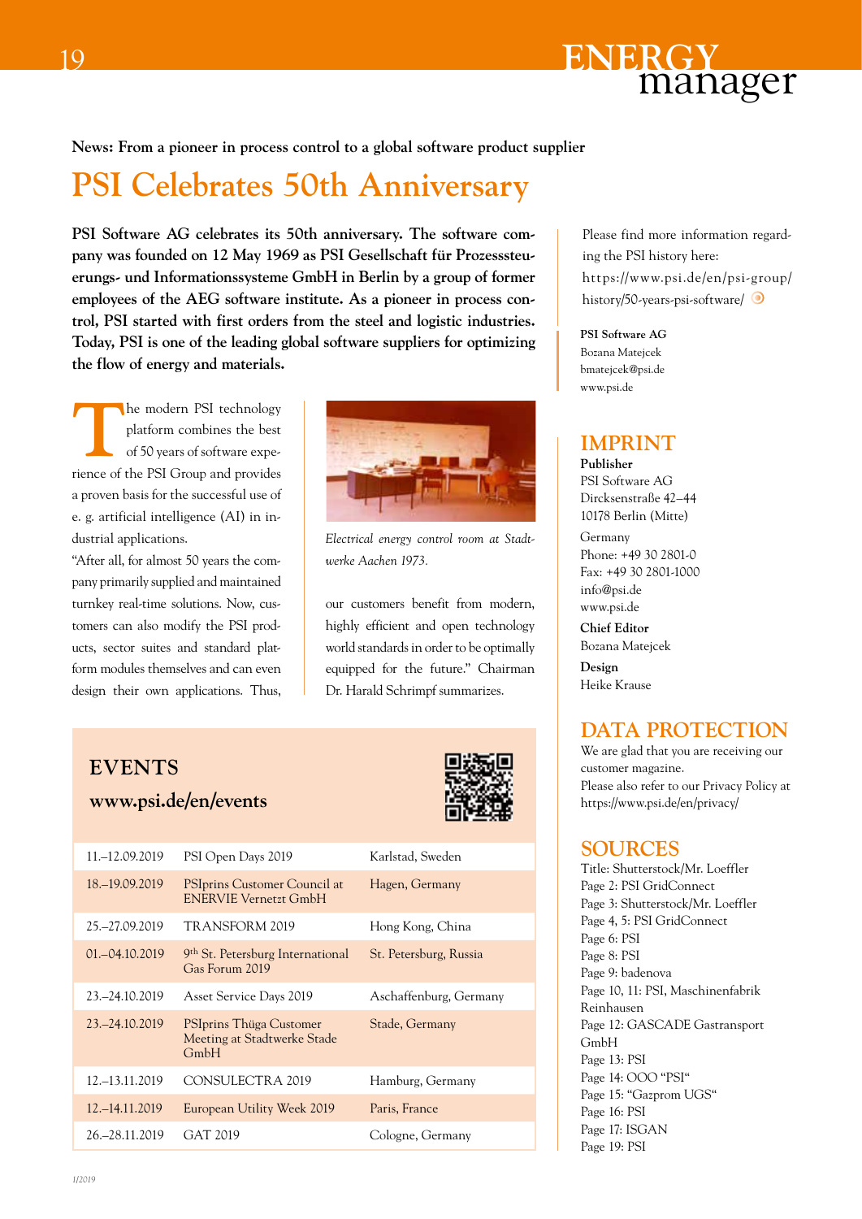**News: From a pioneer in process control to a global software product supplier**

# PSI Celebrates 50th Anniversary

**PSI Software AG celebrates its 50th anniversary. The software company was founded on 12 May 1969 as PSI Gesellschaft für Prozesssteuerungs- und Informationssysteme GmbH in Berlin by a group of former employees of the AEG software institute. As a pioneer in process control, PSI started with first orders from the steel and logistic industries. Today, PSI is one of the leading global software suppliers for optimizing the flow of energy and materials.**

The modern PSI technology platform combines the best of 50 years of software experience of the PSI Group and provides a proven basis for the successful use of e. g. artificial intelligence (AI) in industrial applications.

"After all, for almost 50 years the company primarily supplied and maintained turnkey real-time solutions. Now, customers can also modify the PSI products, sector suites and standard platform modules themselves and can even design their own applications. Thus, our customers benefit from modern, highly efficient and open technology world standards in order to be optimally equipped for the future." Chairman Dr. Harald Schrimpf summarizes.

*Electrical energy control room at Stadtwerke Aachen 1973.*

Please find more information regarding the PSI history here: https://www.psi.de/en/psi-group/history/50-years-psi-software/

**PSI Software AG**
Bozana Matejcek
bmatejcek@psi.de
www.psi.de

## EVENTS

**www.psi.de/en/events**

| Date | Event | Location |
|---|---|---|
| 11.–12.09.2019 | PSI Open Days 2019 | Karlstad, Sweden |
| 18.–19.09.2019 | PSIprins Customer Council at ENERVIE Vernetzt GmbH | Hagen, Germany |
| 25.–27.09.2019 | TRANSFORM 2019 | Hong Kong, China |
| 01.–04.10.2019 | 9th St. Petersburg International Gas Forum 2019 | St. Petersburg, Russia |
| 23.–24.10.2019 | Asset Service Days 2019 | Aschaffenburg, Germany |
| 23.–24.10.2019 | PSIprins Thüga Customer Meeting at Stadtwerke Stade GmbH | Stade, Germany |
| 12.–13.11.2019 | CONSULECTRA 2019 | Hamburg, Germany |
| 12.–14.11.2019 | European Utility Week 2019 | Paris, France |
| 26.–28.11.2019 | GAT 2019 | Cologne, Germany |

## IMPRINT

**Publisher**
PSI Software AG
Dircksenstraße 42–44
10178 Berlin (Mitte)
Germany
Phone: +49 30 2801-0
Fax: +49 30 2801-1000
info@psi.de
www.psi.de

**Chief Editor**
Bozana Matejcek

**Design**
Heike Krause

## DATA PROTECTION

We are glad that you are receiving our customer magazine.
Please also refer to our Privacy Policy at https://www.psi.de/en/privacy/

## SOURCES

Title: Shutterstock/Mr. Loeffler
Page 2: PSI GridConnect
Page 3: Shutterstock/Mr. Loeffler
Page 4, 5: PSI GridConnect
Page 6: PSI
Page 8: PSI
Page 9: badenova
Page 10, 11: PSI, Maschinenfabrik Reinhausen
Page 12: GASCADE Gastransport GmbH
Page 13: PSI
Page 14: OOO "PSI"
Page 15: "Gazprom UGS"
Page 16: PSI
Page 17: ISGAN
Page 19: PSI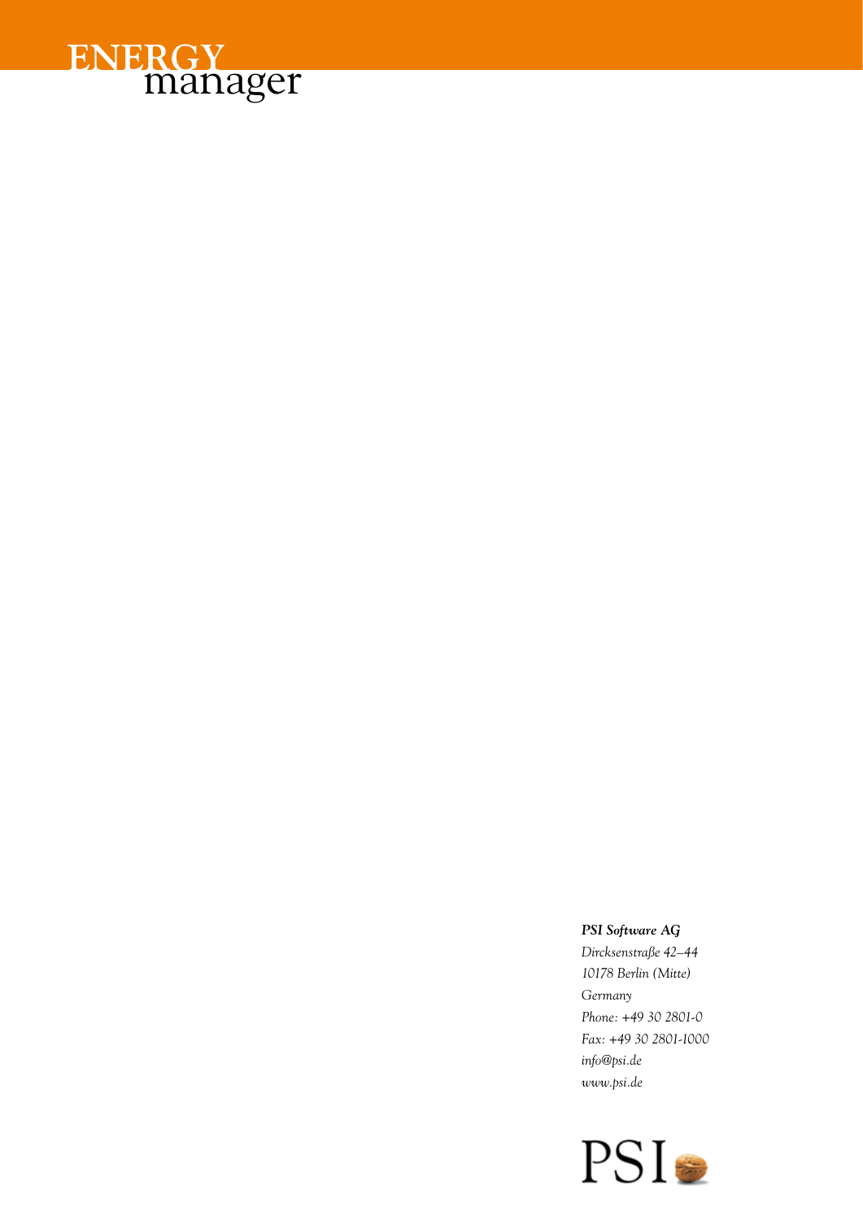ENERGY manager

***PSI Software AG***

*Dircksenstraße 42–44*
*10178 Berlin (Mitte)*
*Germany*
*Phone: +49 30 2801-0*
*Fax: +49 30 2801-1000*
*info@psi.de*
*www.psi.de*

PSI